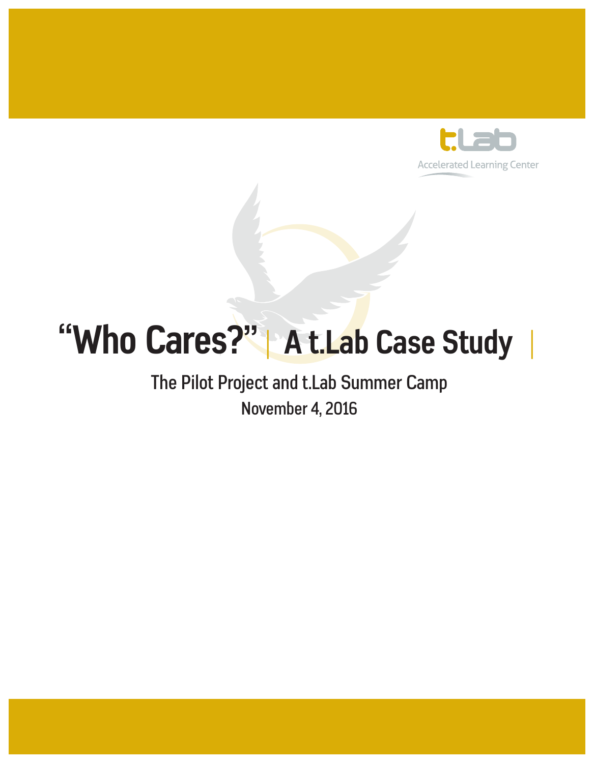t.Lab

Accelerated Learning Center

# “Who Cares?” | A t.Lab Case Study |

## The Pilot Project and t.Lab Summer Camp

November 4, 2016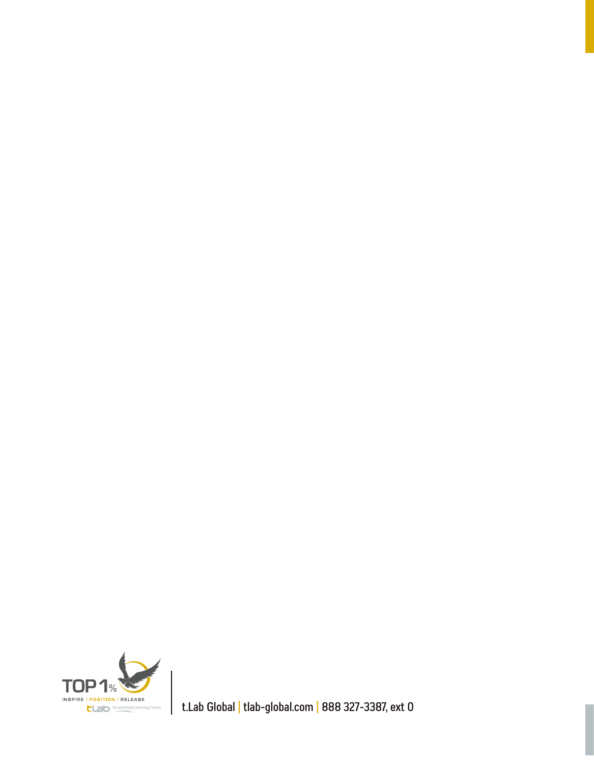TOP 1%
INSPIRE | POSITION | RELEASE
t.Lab Accelerated Learning Center

t.Lab Global | tlab-global.com | 888 327-3387, ext 0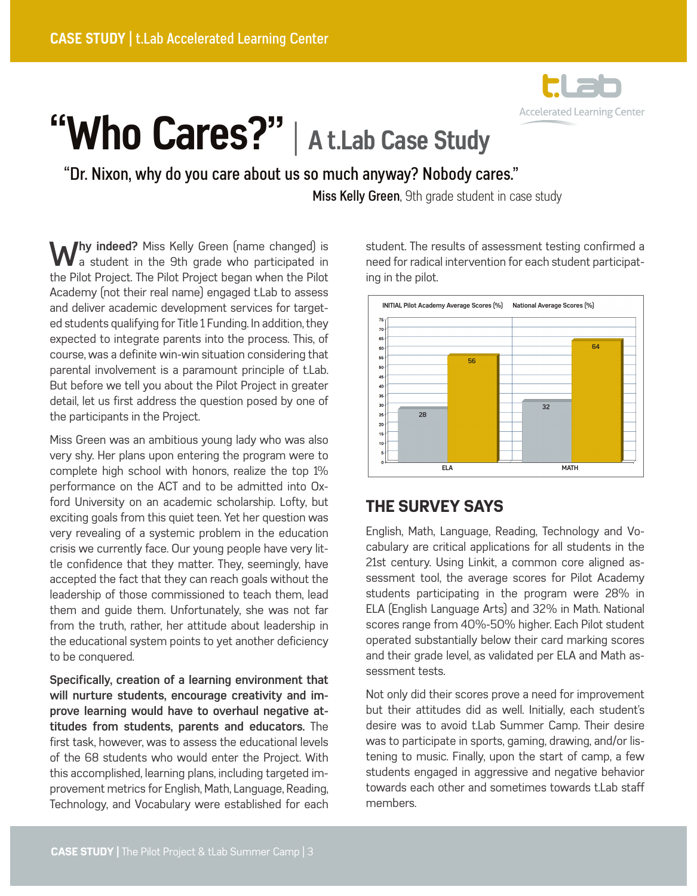# "Who Cares?" | A t.Lab Case Study

> "Dr. Nixon, why do you care about us so much anyway? Nobody cares."
>
> **Miss Kelly Green**, 9th grade student in case study

**Why indeed?** Miss Kelly Green (name changed) is a student in the 9th grade who participated in the Pilot Project. The Pilot Project began when the Pilot Academy (not their real name) engaged t.Lab to assess and deliver academic development services for targeted students qualifying for Title 1 Funding. In addition, they expected to integrate parents into the process. This, of course, was a definite win-win situation considering that parental involvement is a paramount principle of t.Lab. But before we tell you about the Pilot Project in greater detail, let us first address the question posed by one of the participants in the Project.

Miss Green was an ambitious young lady who was also very shy. Her plans upon entering the program were to complete high school with honors, realize the top 1% performance on the ACT and to be admitted into Oxford University on an academic scholarship. Lofty, but exciting goals from this quiet teen. Yet her question was very revealing of a systemic problem in the education crisis we currently face. Our young people have very little confidence that they matter. They, seemingly, have accepted the fact that they can reach goals without the leadership of those commissioned to teach them, lead them and guide them. Unfortunately, she was not far from the truth, rather, her attitude about leadership in the educational system points to yet another deficiency to be conquered.

**Specifically, creation of a learning environment that will nurture students, encourage creativity and improve learning would have to overhaul negative attitudes from students, parents and educators.** The first task, however, was to assess the educational levels of the 68 students who would enter the Project. With this accomplished, learning plans, including targeted improvement metrics for English, Math, Language, Reading, Technology, and Vocabulary were established for each student. The results of assessment testing confirmed a need for radical intervention for each student participating in the pilot.

| | INITIAL Pilot Academy Average Scores (%) | National Average Scores (%) |
|---|---|---|
| ELA | 28 | 56 |
| MATH | 32 | 64 |

## THE SURVEY SAYS

English, Math, Language, Reading, Technology and Vocabulary are critical applications for all students in the 21st century. Using Linkit, a common core aligned assessment tool, the average scores for Pilot Academy students participating in the program were 28% in ELA (English Language Arts) and 32% in Math. National scores range from 40%-50% higher. Each Pilot student operated substantially below their card marking scores and their grade level, as validated per ELA and Math assessment tests.

Not only did their scores prove a need for improvement but their attitudes did as well. Initially, each student's desire was to avoid t.Lab Summer Camp. Their desire was to participate in sports, gaming, drawing, and/or listening to music. Finally, upon the start of camp, a few students engaged in aggressive and negative behavior towards each other and sometimes towards t.Lab staff members.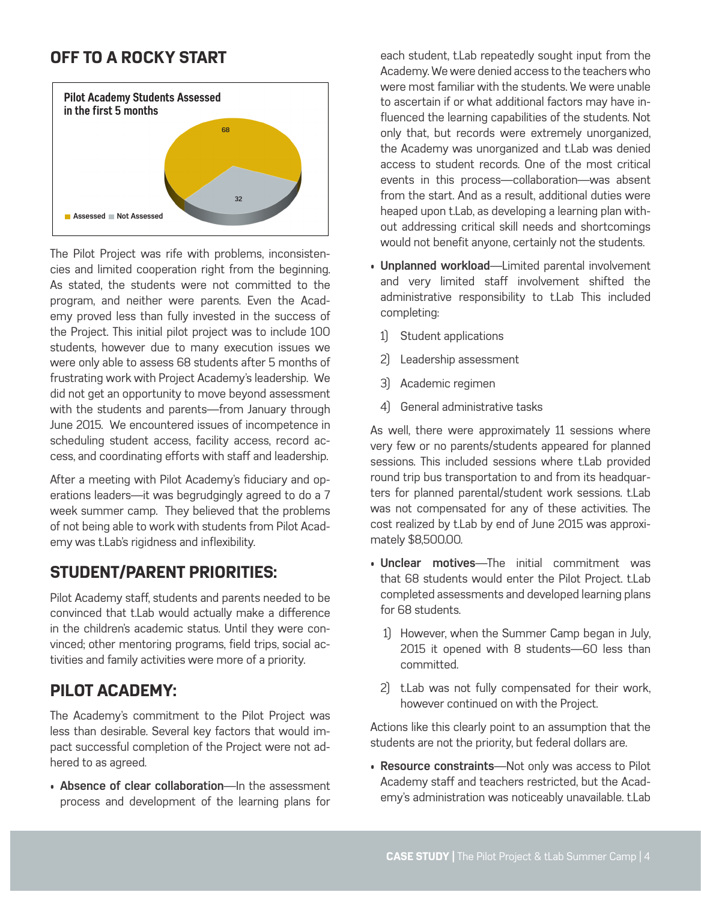## OFF TO A ROCKY START

**Pilot Academy Students Assessed in the first 5 months**

| | Students |
|---|---|
| Assessed | 68 |
| Not Assessed | 32 |

The Pilot Project was rife with problems, inconsistencies and limited cooperation right from the beginning. As stated, the students were not committed to the program, and neither were parents. Even the Academy proved less than fully invested in the success of the Project. This initial pilot project was to include 100 students, however due to many execution issues we were only able to assess 68 students after 5 months of frustrating work with Project Academy's leadership. We did not get an opportunity to move beyond assessment with the students and parents—from January through June 2015. We encountered issues of incompetence in scheduling student access, facility access, record access, and coordinating efforts with staff and leadership.

After a meeting with Pilot Academy's fiduciary and operations leaders—it was begrudgingly agreed to do a 7 week summer camp. They believed that the problems of not being able to work with students from Pilot Academy was t.Lab's rigidness and inflexibility.

## STUDENT/PARENT PRIORITIES:

Pilot Academy staff, students and parents needed to be convinced that t.Lab would actually make a difference in the children's academic status. Until they were convinced; other mentoring programs, field trips, social activities and family activities were more of a priority.

## PILOT ACADEMY:

The Academy's commitment to the Pilot Project was less than desirable. Several key factors that would impact successful completion of the Project were not adhered to as agreed.

- **Absence of clear collaboration**—In the assessment process and development of the learning plans for each student, t.Lab repeatedly sought input from the Academy. We were denied access to the teachers who were most familiar with the students. We were unable to ascertain if or what additional factors may have influenced the learning capabilities of the students. Not only that, but records were extremely unorganized, the Academy was unorganized and t.Lab was denied access to student records. One of the most critical events in this process—collaboration—was absent from the start. And as a result, additional duties were heaped upon t.Lab, as developing a learning plan without addressing critical skill needs and shortcomings would not benefit anyone, certainly not the students.
- **Unplanned workload**—Limited parental involvement and very limited staff involvement shifted the administrative responsibility to t.Lab This included completing:
  1) Student applications
  2) Leadership assessment
  3) Academic regimen
  4) General administrative tasks

As well, there were approximately 11 sessions where very few or no parents/students appeared for planned sessions. This included sessions where t.Lab provided round trip bus transportation to and from its headquarters for planned parental/student work sessions. t.Lab was not compensated for any of these activities. The cost realized by t.Lab by end of June 2015 was approximately $8,500.00.

- **Unclear motives**—The initial commitment was that 68 students would enter the Pilot Project. t.Lab completed assessments and developed learning plans for 68 students.
  1) However, when the Summer Camp began in July, 2015 it opened with 8 students—60 less than committed.
  2) t.Lab was not fully compensated for their work, however continued on with the Project.

Actions like this clearly point to an assumption that the students are not the priority, but federal dollars are.

- **Resource constraints**—Not only was access to Pilot Academy staff and teachers restricted, but the Academy's administration was noticeably unavailable. t.Lab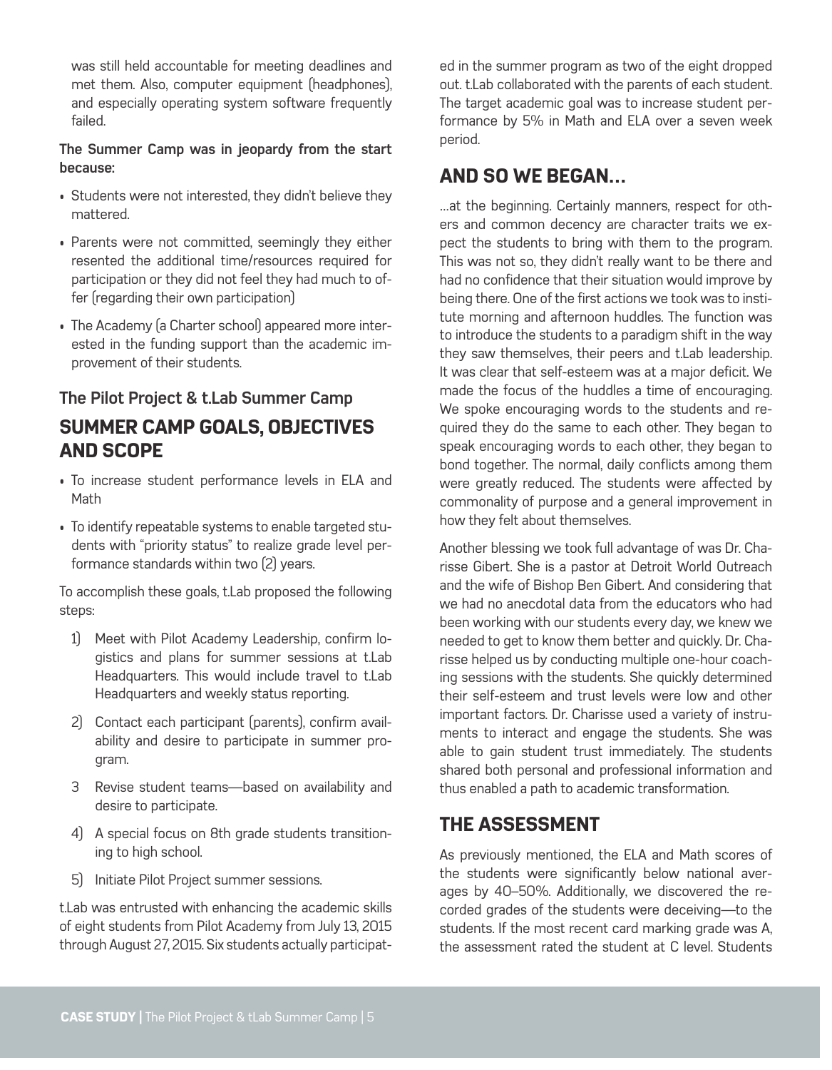was still held accountable for meeting deadlines and met them. Also, computer equipment (headphones), and especially operating system software frequently failed.

**The Summer Camp was in jeopardy from the start because:**

- Students were not interested, they didn't believe they mattered.
- Parents were not committed, seemingly they either resented the additional time/resources required for participation or they did not feel they had much to offer (regarding their own participation)
- The Academy (a Charter school) appeared more interested in the funding support than the academic improvement of their students.

### The Pilot Project & t.Lab Summer Camp

## SUMMER CAMP GOALS, OBJECTIVES AND SCOPE

- To increase student performance levels in ELA and Math
- To identify repeatable systems to enable targeted students with "priority status" to realize grade level performance standards within two (2) years.

To accomplish these goals, t.Lab proposed the following steps:

1) Meet with Pilot Academy Leadership, confirm logistics and plans for summer sessions at t.Lab Headquarters. This would include travel to t.Lab Headquarters and weekly status reporting.
2) Contact each participant (parents), confirm availability and desire to participate in summer program.
3 Revise student teams—based on availability and desire to participate.
4) A special focus on 8th grade students transitioning to high school.
5) Initiate Pilot Project summer sessions.

t.Lab was entrusted with enhancing the academic skills of eight students from Pilot Academy from July 13, 2015 through August 27, 2015. Six students actually participated in the summer program as two of the eight dropped out. t.Lab collaborated with the parents of each student. The target academic goal was to increase student performance by 5% in Math and ELA over a seven week period.

## AND SO WE BEGAN…

…at the beginning. Certainly manners, respect for others and common decency are character traits we expect the students to bring with them to the program. This was not so, they didn't really want to be there and had no confidence that their situation would improve by being there. One of the first actions we took was to institute morning and afternoon huddles. The function was to introduce the students to a paradigm shift in the way they saw themselves, their peers and t.Lab leadership. It was clear that self-esteem was at a major deficit. We made the focus of the huddles a time of encouraging. We spoke encouraging words to the students and required they do the same to each other. They began to speak encouraging words to each other, they began to bond together. The normal, daily conflicts among them were greatly reduced. The students were affected by commonality of purpose and a general improvement in how they felt about themselves.

Another blessing we took full advantage of was Dr. Charisse Gibert. She is a pastor at Detroit World Outreach and the wife of Bishop Ben Gibert. And considering that we had no anecdotal data from the educators who had been working with our students every day, we knew we needed to get to know them better and quickly. Dr. Charisse helped us by conducting multiple one-hour coaching sessions with the students. She quickly determined their self-esteem and trust levels were low and other important factors. Dr. Charisse used a variety of instruments to interact and engage the students. She was able to gain student trust immediately. The students shared both personal and professional information and thus enabled a path to academic transformation.

## THE ASSESSMENT

As previously mentioned, the ELA and Math scores of the students were significantly below national averages by 40–50%. Additionally, we discovered the recorded grades of the students were deceiving—to the students. If the most recent card marking grade was A, the assessment rated the student at C level. Students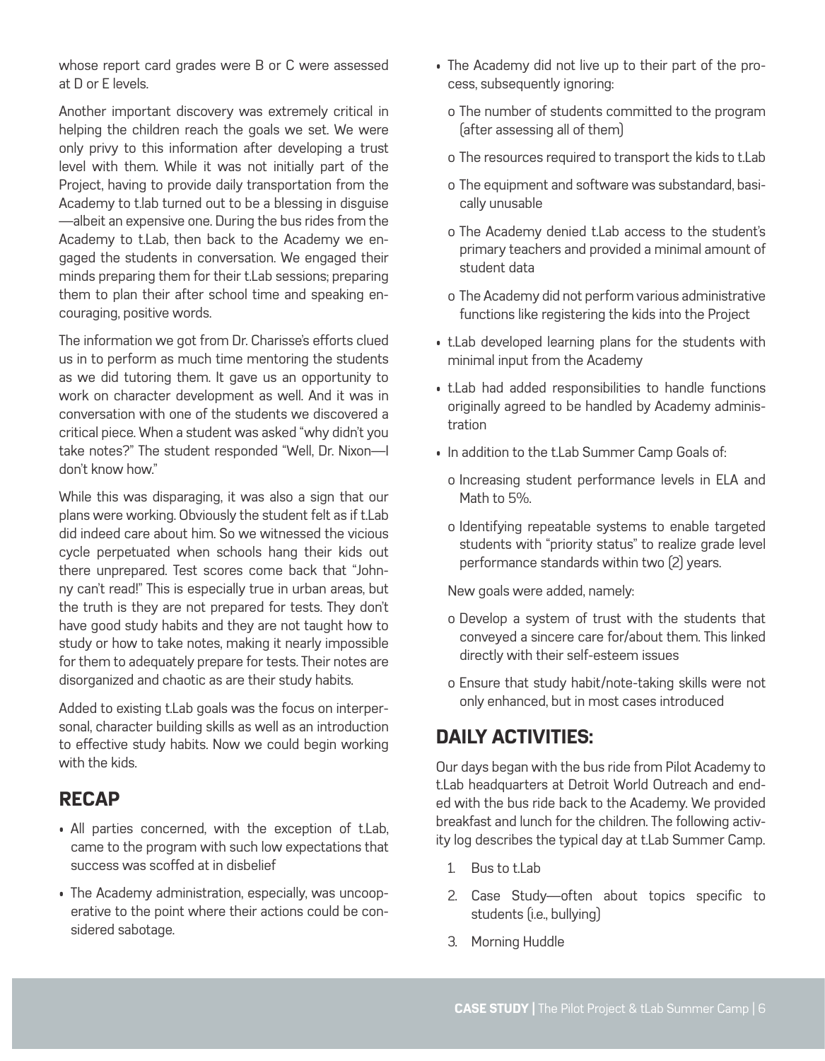whose report card grades were B or C were assessed at D or E levels.

Another important discovery was extremely critical in helping the children reach the goals we set. We were only privy to this information after developing a trust level with them. While it was not initially part of the Project, having to provide daily transportation from the Academy to t.lab turned out to be a blessing in disguise—albeit an expensive one. During the bus rides from the Academy to t.Lab, then back to the Academy we engaged the students in conversation. We engaged their minds preparing them for their t.Lab sessions; preparing them to plan their after school time and speaking encouraging, positive words.

The information we got from Dr. Charisse's efforts clued us in to perform as much time mentoring the students as we did tutoring them. It gave us an opportunity to work on character development as well. And it was in conversation with one of the students we discovered a critical piece. When a student was asked "why didn't you take notes?" The student responded "Well, Dr. Nixon—I don't know how."

While this was disparaging, it was also a sign that our plans were working. Obviously the student felt as if t.Lab did indeed care about him. So we witnessed the vicious cycle perpetuated when schools hang their kids out there unprepared. Test scores come back that "Johnny can't read!" This is especially true in urban areas, but the truth is they are not prepared for tests. They don't have good study habits and they are not taught how to study or how to take notes, making it nearly impossible for them to adequately prepare for tests. Their notes are disorganized and chaotic as are their study habits.

Added to existing t.Lab goals was the focus on interpersonal, character building skills as well as an introduction to effective study habits. Now we could begin working with the kids.

## RECAP

- All parties concerned, with the exception of t.Lab, came to the program with such low expectations that success was scoffed at in disbelief
- The Academy administration, especially, was uncooperative to the point where their actions could be considered sabotage.
- The Academy did not live up to their part of the process, subsequently ignoring:
  - The number of students committed to the program (after assessing all of them)
  - The resources required to transport the kids to t.Lab
  - The equipment and software was substandard, basically unusable
  - The Academy denied t.Lab access to the student's primary teachers and provided a minimal amount of student data
  - The Academy did not perform various administrative functions like registering the kids into the Project
- t.Lab developed learning plans for the students with minimal input from the Academy
- t.Lab had added responsibilities to handle functions originally agreed to be handled by Academy administration
- In addition to the t.Lab Summer Camp Goals of:
  - Increasing student performance levels in ELA and Math to 5%.
  - Identifying repeatable systems to enable targeted students with "priority status" to realize grade level performance standards within two (2) years.

  New goals were added, namely:

  - Develop a system of trust with the students that conveyed a sincere care for/about them. This linked directly with their self-esteem issues
  - Ensure that study habit/note-taking skills were not only enhanced, but in most cases introduced

## DAILY ACTIVITIES:

Our days began with the bus ride from Pilot Academy to t.Lab headquarters at Detroit World Outreach and ended with the bus ride back to the Academy. We provided breakfast and lunch for the children. The following activity log describes the typical day at t.Lab Summer Camp.

1. Bus to t.Lab
2. Case Study—often about topics specific to students (i.e., bullying)
3. Morning Huddle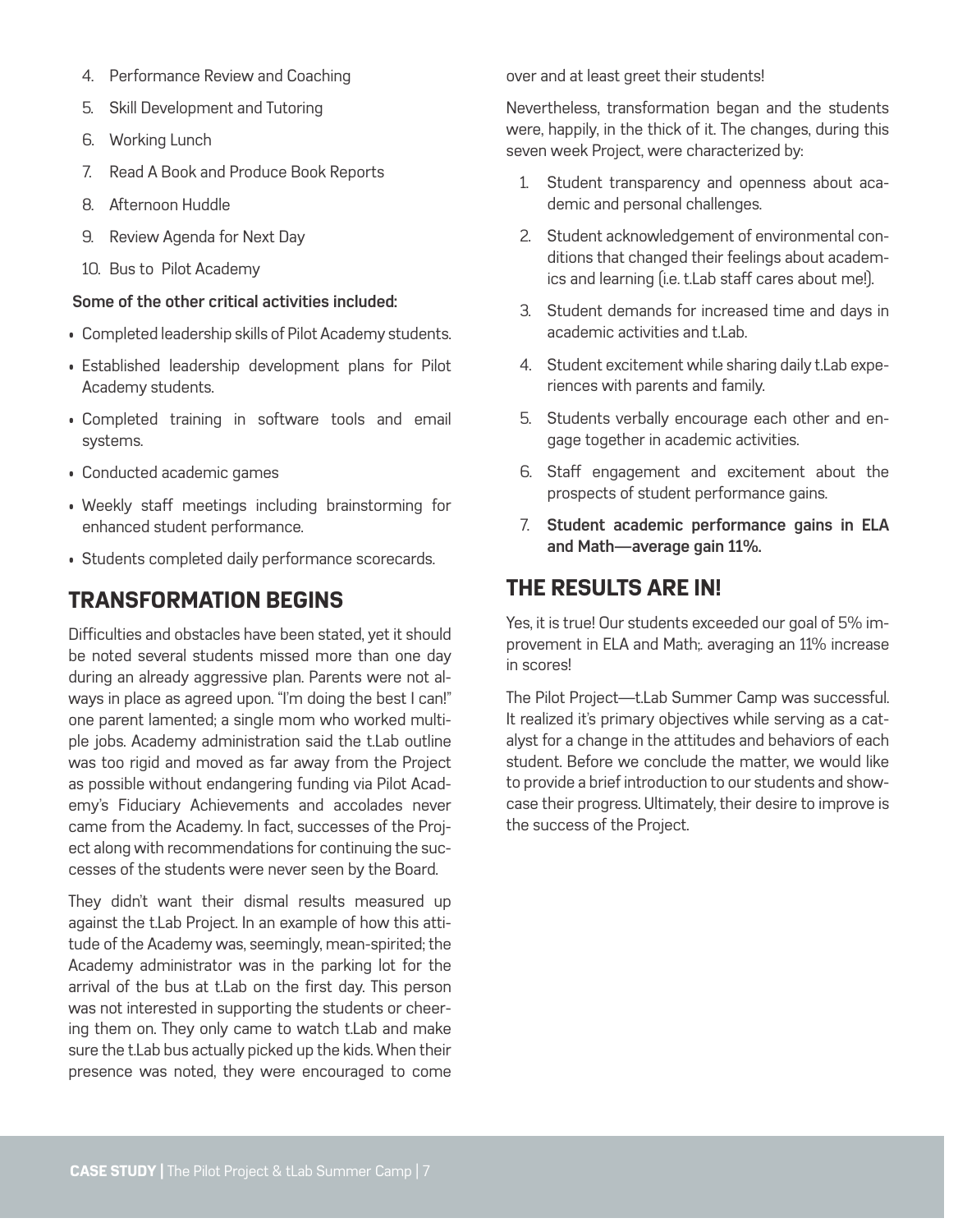4. Performance Review and Coaching
5. Skill Development and Tutoring
6. Working Lunch
7. Read A Book and Produce Book Reports
8. Afternoon Huddle
9. Review Agenda for Next Day
10. Bus to Pilot Academy

**Some of the other critical activities included:**

- Completed leadership skills of Pilot Academy students.
- Established leadership development plans for Pilot Academy students.
- Completed training in software tools and email systems.
- Conducted academic games
- Weekly staff meetings including brainstorming for enhanced student performance.
- Students completed daily performance scorecards.

## TRANSFORMATION BEGINS

Difficulties and obstacles have been stated, yet it should be noted several students missed more than one day during an already aggressive plan. Parents were not always in place as agreed upon. "I'm doing the best I can!" one parent lamented; a single mom who worked multiple jobs. Academy administration said the t.Lab outline was too rigid and moved as far away from the Project as possible without endangering funding via Pilot Academy's Fiduciary Achievements and accolades never came from the Academy. In fact, successes of the Project along with recommendations for continuing the successes of the students were never seen by the Board.

They didn't want their dismal results measured up against the t.Lab Project. In an example of how this attitude of the Academy was, seemingly, mean-spirited; the Academy administrator was in the parking lot for the arrival of the bus at t.Lab on the first day. This person was not interested in supporting the students or cheering them on. They only came to watch t.Lab and make sure the t.Lab bus actually picked up the kids. When their presence was noted, they were encouraged to come over and at least greet their students!

Nevertheless, transformation began and the students were, happily, in the thick of it. The changes, during this seven week Project, were characterized by:

1. Student transparency and openness about academic and personal challenges.
2. Student acknowledgement of environmental conditions that changed their feelings about academics and learning (i.e. t.Lab staff cares about me!).
3. Student demands for increased time and days in academic activities and t.Lab.
4. Student excitement while sharing daily t.Lab experiences with parents and family.
5. Students verbally encourage each other and engage together in academic activities.
6. Staff engagement and excitement about the prospects of student performance gains.
7. **Student academic performance gains in ELA and Math—average gain 11%.**

## THE RESULTS ARE IN!

Yes, it is true! Our students exceeded our goal of 5% improvement in ELA and Math;. averaging an 11% increase in scores!

The Pilot Project—t.Lab Summer Camp was successful. It realized it's primary objectives while serving as a catalyst for a change in the attitudes and behaviors of each student. Before we conclude the matter, we would like to provide a brief introduction to our students and showcase their progress. Ultimately, their desire to improve is the success of the Project.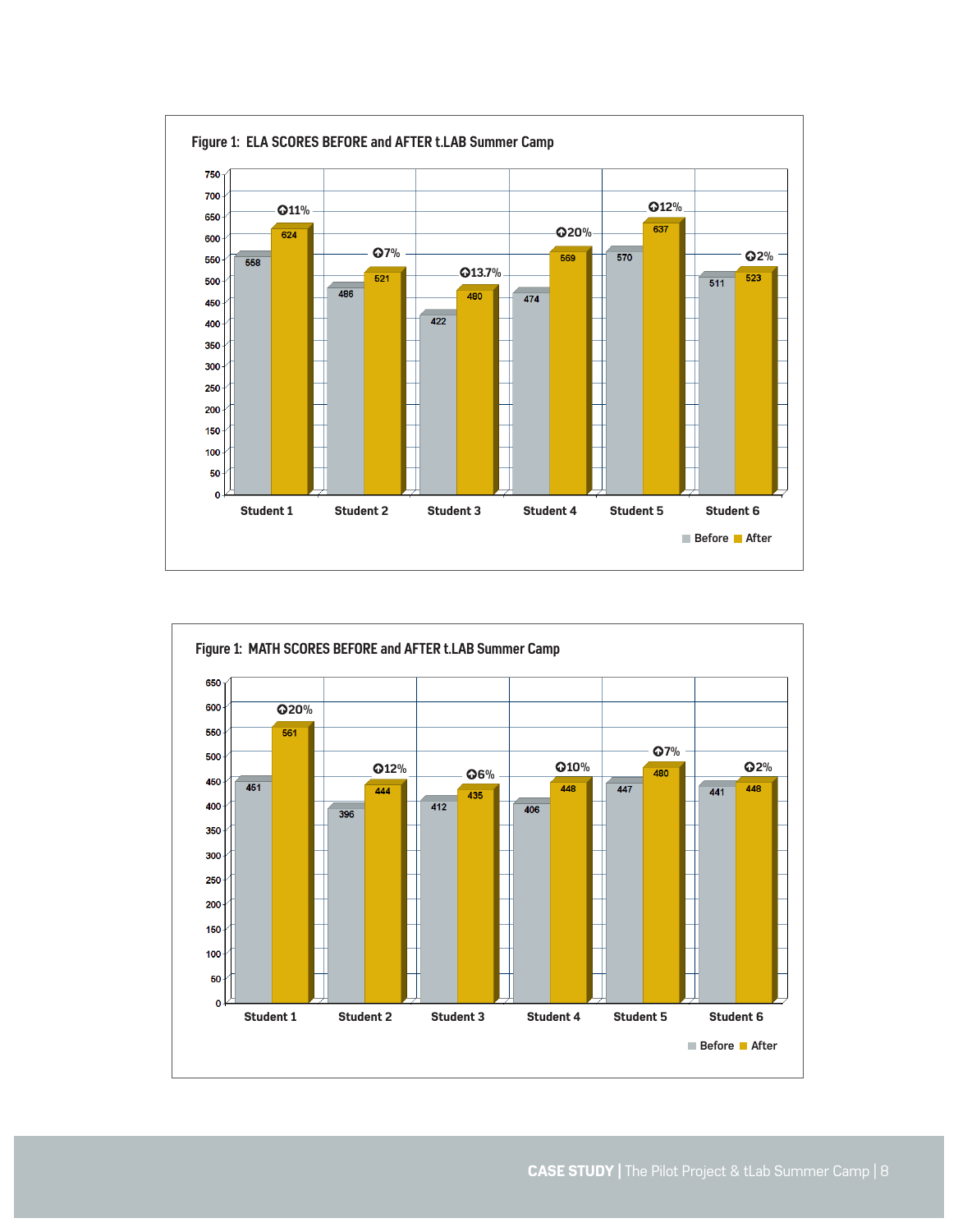**Figure 1: ELA SCORES BEFORE and AFTER t.LAB Summer Camp**

| | Before | After | Change |
|---|---|---|---|
| Student 1 | 558 | 624 | ↑11% |
| Student 2 | 486 | 521 | ↑7% |
| Student 3 | 422 | 480 | ↑13.7% |
| Student 4 | 474 | 569 | ↑20% |
| Student 5 | 570 | 637 | ↑12% |
| Student 6 | 511 | 523 | ↑2% |

**Figure 1: MATH SCORES BEFORE and AFTER t.LAB Summer Camp**

| | Before | After | Change |
|---|---|---|---|
| Student 1 | 451 | 561 | ↑20% |
| Student 2 | 396 | 444 | ↑12% |
| Student 3 | 412 | 435 | ↑6% |
| Student 4 | 406 | 448 | ↑10% |
| Student 5 | 447 | 480 | ↑7% |
| Student 6 | 441 | 448 | ↑2% |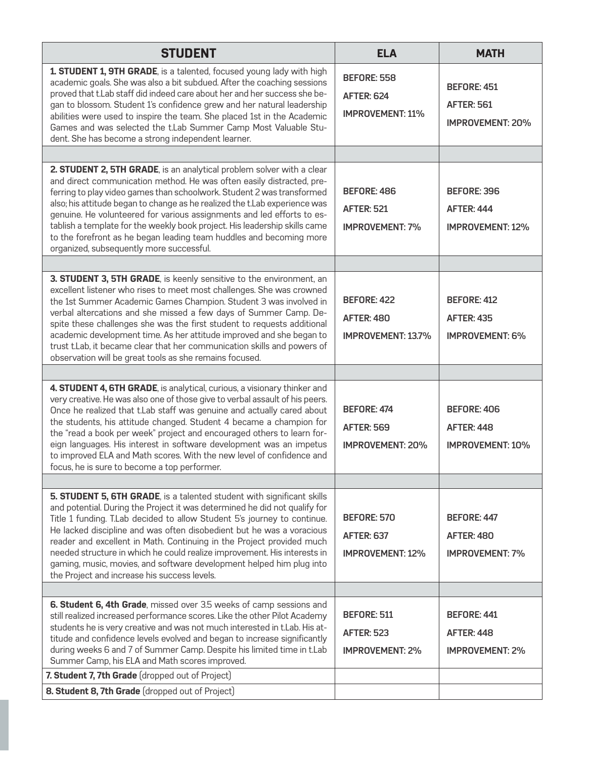| STUDENT | ELA | MATH |
|---|---|---|
| **1. STUDENT 1, 9TH GRADE**, is a talented, focused young lady with high academic goals. She was also a bit subdued. After the coaching sessions proved that t.Lab staff did indeed care about her and her success she began to blossom. Student 1's confidence grew and her natural leadership abilities were used to inspire the team. She placed 1st in the Academic Games and was selected the t.Lab Summer Camp Most Valuable Student. She has become a strong independent learner. | **BEFORE: 558**<br>**AFTER: 624**<br>**IMPROVEMENT: 11%** | **BEFORE: 451**<br>**AFTER: 561**<br>**IMPROVEMENT: 20%** |
| | | |
| **2. STUDENT 2, 5TH GRADE**, is an analytical problem solver with a clear and direct communication method. He was often easily distracted, preferring to play video games than schoolwork. Student 2 was transformed also; his attitude began to change as he realized the t.Lab experience was genuine. He volunteered for various assignments and led efforts to establish a template for the weekly book project. His leadership skills came to the forefront as he began leading team huddles and becoming more organized, subsequently more successful. | **BEFORE: 486**<br>**AFTER: 521**<br>**IMPROVEMENT: 7%** | **BEFORE: 396**<br>**AFTER: 444**<br>**IMPROVEMENT: 12%** |
| | | |
| **3. STUDENT 3, 5TH GRADE**, is keenly sensitive to the environment, an excellent listener who rises to meet most challenges. She was crowned the 1st Summer Academic Games Champion. Student 3 was involved in verbal altercations and she missed a few days of Summer Camp. Despite these challenges she was the first student to requests additional academic development time. As her attitude improved and she began to trust t.Lab, it became clear that her communication skills and powers of observation will be great tools as she remains focused. | **BEFORE: 422**<br>**AFTER: 480**<br>**IMPROVEMENT: 13.7%** | **BEFORE: 412**<br>**AFTER: 435**<br>**IMPROVEMENT: 6%** |
| | | |
| **4. STUDENT 4, 6TH GRADE**, is analytical, curious, a visionary thinker and very creative. He was also one of those give to verbal assault of his peers. Once he realized that t.Lab staff was genuine and actually cared about the students, his attitude changed. Student 4 became a champion for the "read a book per week" project and encouraged others to learn foreign languages. His interest in software development was an impetus to improved ELA and Math scores. With the new level of confidence and focus, he is sure to become a top performer. | **BEFORE: 474**<br>**AFTER: 569**<br>**IMPROVEMENT: 20%** | **BEFORE: 406**<br>**AFTER: 448**<br>**IMPROVEMENT: 10%** |
| | | |
| **5. STUDENT 5, 6TH GRADE**, is a talented student with significant skills and potential. During the Project it was determined he did not qualify for Title 1 funding. T.Lab decided to allow Student 5's journey to continue. He lacked discipline and was often disobedient but he was a voracious reader and excellent in Math. Continuing in the Project provided much needed structure in which he could realize improvement. His interests in gaming, music, movies, and software development helped him plug into the Project and increase his success levels. | **BEFORE: 570**<br>**AFTER: 637**<br>**IMPROVEMENT: 12%** | **BEFORE: 447**<br>**AFTER: 480**<br>**IMPROVEMENT: 7%** |
| | | |
| **6. Student 6, 4th Grade**, missed over 3.5 weeks of camp sessions and still realized increased performance scores. Like the other Pilot Academy students he is very creative and was not much interested in t.Lab. His attitude and confidence levels evolved and began to increase significantly during weeks 6 and 7 of Summer Camp. Despite his limited time in t.Lab Summer Camp, his ELA and Math scores improved. | **BEFORE: 511**<br>**AFTER: 523**<br>**IMPROVEMENT: 2%** | **BEFORE: 441**<br>**AFTER: 448**<br>**IMPROVEMENT: 2%** |
| **7. Student 7, 7th Grade** (dropped out of Project) | | |
| **8. Student 8, 7th Grade** (dropped out of Project) | | |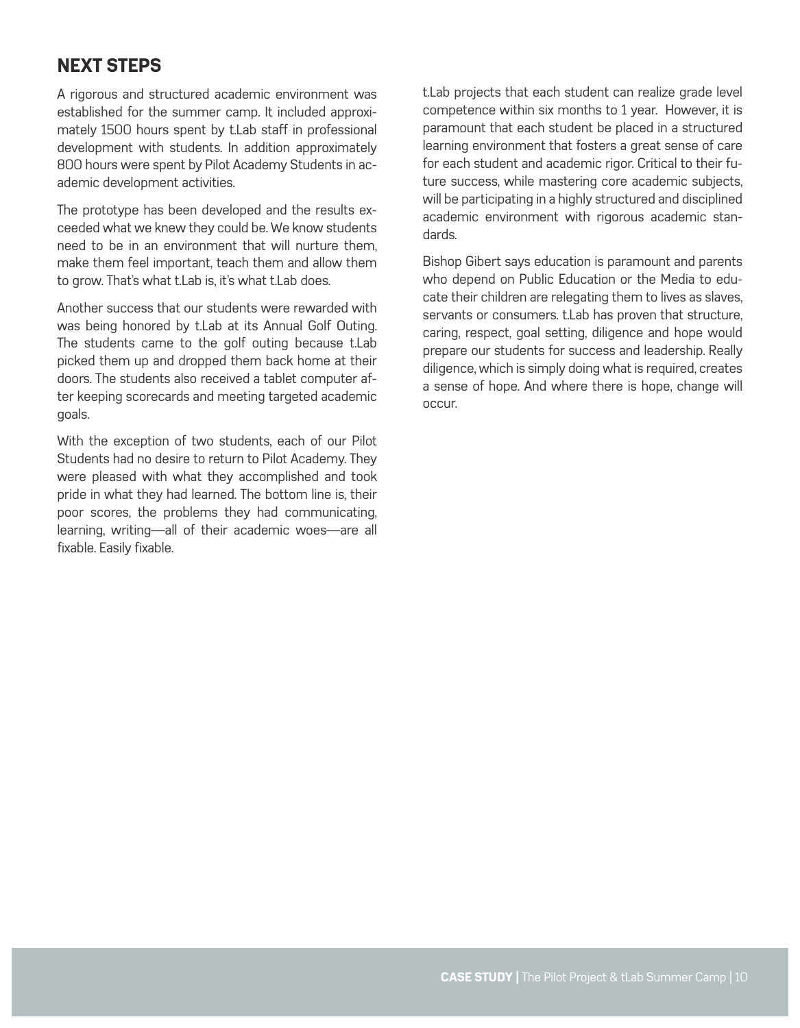## NEXT STEPS

A rigorous and structured academic environment was established for the summer camp. It included approximately 1500 hours spent by t.Lab staff in professional development with students. In addition approximately 800 hours were spent by Pilot Academy Students in academic development activities.

The prototype has been developed and the results exceeded what we knew they could be. We know students need to be in an environment that will nurture them, make them feel important, teach them and allow them to grow. That's what t.Lab is, it's what t.Lab does.

Another success that our students were rewarded with was being honored by t.Lab at its Annual Golf Outing. The students came to the golf outing because t.Lab picked them up and dropped them back home at their doors. The students also received a tablet computer after keeping scorecards and meeting targeted academic goals.

With the exception of two students, each of our Pilot Students had no desire to return to Pilot Academy. They were pleased with what they accomplished and took pride in what they had learned. The bottom line is, their poor scores, the problems they had communicating, learning, writing—all of their academic woes—are all fixable. Easily fixable.

t.Lab projects that each student can realize grade level competence within six months to 1 year. However, it is paramount that each student be placed in a structured learning environment that fosters a great sense of care for each student and academic rigor. Critical to their future success, while mastering core academic subjects, will be participating in a highly structured and disciplined academic environment with rigorous academic standards.

Bishop Gibert says education is paramount and parents who depend on Public Education or the Media to educate their children are relegating them to lives as slaves, servants or consumers. t.Lab has proven that structure, caring, respect, goal setting, diligence and hope would prepare our students for success and leadership. Really diligence, which is simply doing what is required, creates a sense of hope. And where there is hope, change will occur.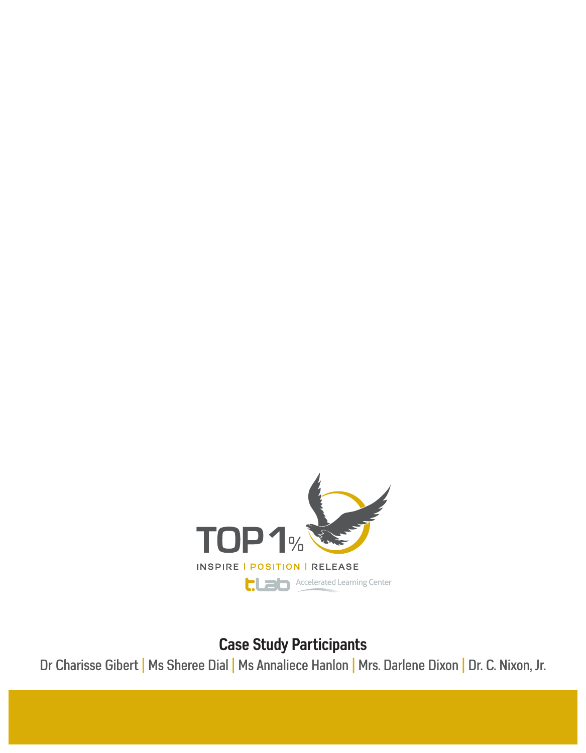TOP 1%

INSPIRE | POSITION | RELEASE

t.Lab Accelerated Learning Center

**Case Study Participants**

Dr Charisse Gibert | Ms Sheree Dial | Ms Annaliece Hanlon | Mrs. Darlene Dixon | Dr. C. Nixon, Jr.